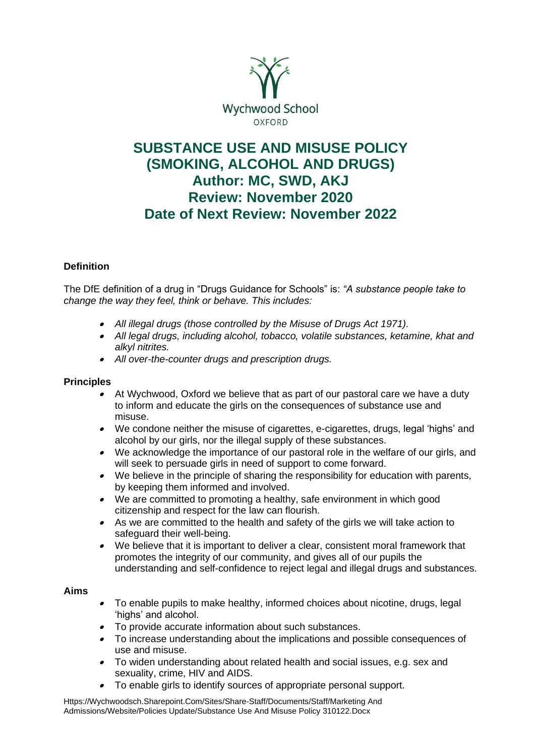Wychwood School
OXFORD

# SUBSTANCE USE AND MISUSE POLICY (SMOKING, ALCOHOL AND DRUGS)

## Author: MC, SWD, AKJ
## Review: November 2020
## Date of Next Review: November 2022

### Definition

The DfE definition of a drug in "Drugs Guidance for Schools" is: *"A substance people take to change the way they feel, think or behave. This includes:*

- *All illegal drugs (those controlled by the Misuse of Drugs Act 1971).*
- *All legal drugs, including alcohol, tobacco, volatile substances, ketamine, khat and alkyl nitrites.*
- *All over-the-counter drugs and prescription drugs.*

### Principles

- At Wychwood, Oxford we believe that as part of our pastoral care we have a duty to inform and educate the girls on the consequences of substance use and misuse.
- We condone neither the misuse of cigarettes, e-cigarettes, drugs, legal 'highs' and alcohol by our girls, nor the illegal supply of these substances.
- We acknowledge the importance of our pastoral role in the welfare of our girls, and will seek to persuade girls in need of support to come forward.
- We believe in the principle of sharing the responsibility for education with parents, by keeping them informed and involved.
- We are committed to promoting a healthy, safe environment in which good citizenship and respect for the law can flourish.
- As we are committed to the health and safety of the girls we will take action to safeguard their well-being.
- We believe that it is important to deliver a clear, consistent moral framework that promotes the integrity of our community, and gives all of our pupils the understanding and self-confidence to reject legal and illegal drugs and substances.

### Aims

- To enable pupils to make healthy, informed choices about nicotine, drugs, legal 'highs' and alcohol.
- To provide accurate information about such substances.
- To increase understanding about the implications and possible consequences of use and misuse.
- To widen understanding about related health and social issues, e.g. sex and sexuality, crime, HIV and AIDS.
- To enable girls to identify sources of appropriate personal support.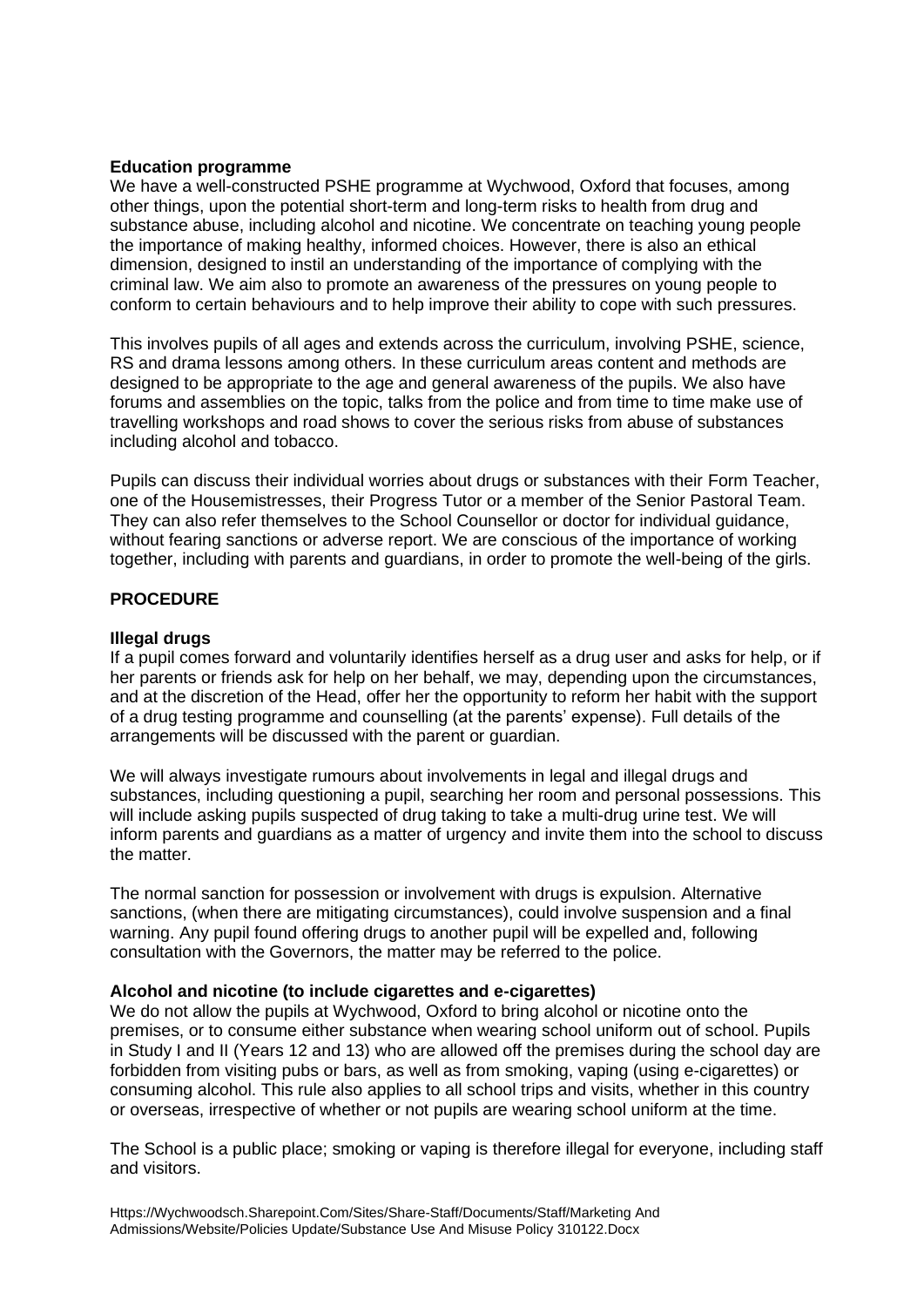**Education programme**

We have a well-constructed PSHE programme at Wychwood, Oxford that focuses, among other things, upon the potential short-term and long-term risks to health from drug and substance abuse, including alcohol and nicotine. We concentrate on teaching young people the importance of making healthy, informed choices. However, there is also an ethical dimension, designed to instil an understanding of the importance of complying with the criminal law. We aim also to promote an awareness of the pressures on young people to conform to certain behaviours and to help improve their ability to cope with such pressures.

This involves pupils of all ages and extends across the curriculum, involving PSHE, science, RS and drama lessons among others. In these curriculum areas content and methods are designed to be appropriate to the age and general awareness of the pupils. We also have forums and assemblies on the topic, talks from the police and from time to time make use of travelling workshops and road shows to cover the serious risks from abuse of substances including alcohol and tobacco.

Pupils can discuss their individual worries about drugs or substances with their Form Teacher, one of the Housemistresses, their Progress Tutor or a member of the Senior Pastoral Team. They can also refer themselves to the School Counsellor or doctor for individual guidance, without fearing sanctions or adverse report. We are conscious of the importance of working together, including with parents and guardians, in order to promote the well-being of the girls.

**PROCEDURE**

**Illegal drugs**

If a pupil comes forward and voluntarily identifies herself as a drug user and asks for help, or if her parents or friends ask for help on her behalf, we may, depending upon the circumstances, and at the discretion of the Head, offer her the opportunity to reform her habit with the support of a drug testing programme and counselling (at the parents' expense). Full details of the arrangements will be discussed with the parent or guardian.

We will always investigate rumours about involvements in legal and illegal drugs and substances, including questioning a pupil, searching her room and personal possessions. This will include asking pupils suspected of drug taking to take a multi-drug urine test. We will inform parents and guardians as a matter of urgency and invite them into the school to discuss the matter.

The normal sanction for possession or involvement with drugs is expulsion. Alternative sanctions, (when there are mitigating circumstances), could involve suspension and a final warning. Any pupil found offering drugs to another pupil will be expelled and, following consultation with the Governors, the matter may be referred to the police.

**Alcohol and nicotine (to include cigarettes and e-cigarettes)**

We do not allow the pupils at Wychwood, Oxford to bring alcohol or nicotine onto the premises, or to consume either substance when wearing school uniform out of school. Pupils in Study I and II (Years 12 and 13) who are allowed off the premises during the school day are forbidden from visiting pubs or bars, as well as from smoking, vaping (using e-cigarettes) or consuming alcohol. This rule also applies to all school trips and visits, whether in this country or overseas, irrespective of whether or not pupils are wearing school uniform at the time.

The School is a public place; smoking or vaping is therefore illegal for everyone, including staff and visitors.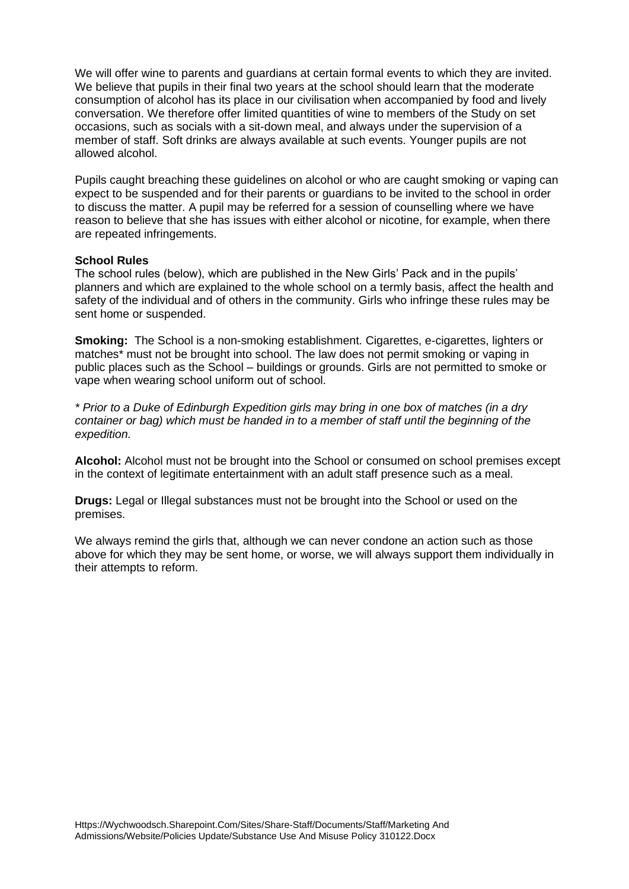We will offer wine to parents and guardians at certain formal events to which they are invited. We believe that pupils in their final two years at the school should learn that the moderate consumption of alcohol has its place in our civilisation when accompanied by food and lively conversation. We therefore offer limited quantities of wine to members of the Study on set occasions, such as socials with a sit-down meal, and always under the supervision of a member of staff. Soft drinks are always available at such events. Younger pupils are not allowed alcohol.

Pupils caught breaching these guidelines on alcohol or who are caught smoking or vaping can expect to be suspended and for their parents or guardians to be invited to the school in order to discuss the matter. A pupil may be referred for a session of counselling where we have reason to believe that she has issues with either alcohol or nicotine, for example, when there are repeated infringements.

**School Rules**

The school rules (below), which are published in the New Girls' Pack and in the pupils' planners and which are explained to the whole school on a termly basis, affect the health and safety of the individual and of others in the community. Girls who infringe these rules may be sent home or suspended.

**Smoking:** The School is a non-smoking establishment. Cigarettes, e-cigarettes, lighters or matches* must not be brought into school. The law does not permit smoking or vaping in public places such as the School – buildings or grounds. Girls are not permitted to smoke or vape when wearing school uniform out of school.

*\* Prior to a Duke of Edinburgh Expedition girls may bring in one box of matches (in a dry container or bag) which must be handed in to a member of staff until the beginning of the expedition.*

**Alcohol:** Alcohol must not be brought into the School or consumed on school premises except in the context of legitimate entertainment with an adult staff presence such as a meal.

**Drugs:** Legal or Illegal substances must not be brought into the School or used on the premises.

We always remind the girls that, although we can never condone an action such as those above for which they may be sent home, or worse, we will always support them individually in their attempts to reform.